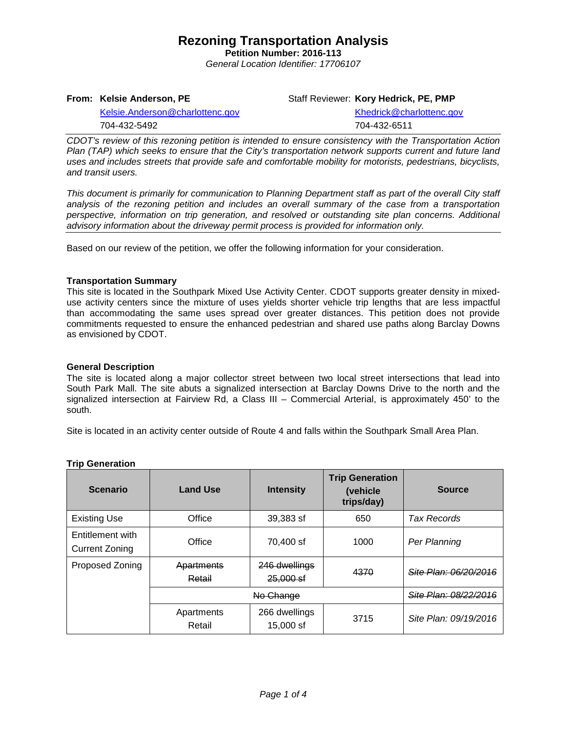# Rezoning Transportation Analysis

**Petition Number: 2016-113**

*General Location Identifier: 17706107*

**From: Kelsie Anderson, PE**
Kelsie.Anderson@charlottenc.gov
704-432-5492

Staff Reviewer: **Kory Hedrick, PE, PMP**
Khedrick@charlottenc.gov
704-432-6511

*CDOT's review of this rezoning petition is intended to ensure consistency with the Transportation Action Plan (TAP) which seeks to ensure that the City's transportation network supports current and future land uses and includes streets that provide safe and comfortable mobility for motorists, pedestrians, bicyclists, and transit users.*

*This document is primarily for communication to Planning Department staff as part of the overall City staff analysis of the rezoning petition and includes an overall summary of the case from a transportation perspective, information on trip generation, and resolved or outstanding site plan concerns. Additional advisory information about the driveway permit process is provided for information only.*

Based on our review of the petition, we offer the following information for your consideration.

**Transportation Summary**

This site is located in the Southpark Mixed Use Activity Center. CDOT supports greater density in mixed-use activity centers since the mixture of uses yields shorter vehicle trip lengths that are less impactful than accommodating the same uses spread over greater distances. This petition does not provide commitments requested to ensure the enhanced pedestrian and shared use paths along Barclay Downs as envisioned by CDOT.

**General Description**

The site is located along a major collector street between two local street intersections that lead into South Park Mall. The site abuts a signalized intersection at Barclay Downs Drive to the north and the signalized intersection at Fairview Rd, a Class III – Commercial Arterial, is approximately 450' to the south.

Site is located in an activity center outside of Route 4 and falls within the Southpark Small Area Plan.

**Trip Generation**

| Scenario | Land Use | Intensity | Trip Generation (vehicle trips/day) | Source |
|---|---|---|---|---|
| Existing Use | Office | 39,383 sf | 650 | *Tax Records* |
| Entitlement with Current Zoning | Office | 70,400 sf | 1000 | *Per Planning* |
| Proposed Zoning | ~~Apartments~~ ~~Retail~~ | ~~246 dwellings~~ ~~25,000 sf~~ | ~~4370~~ | ~~*Site Plan: 06/20/2016*~~ |
| | ~~No Change~~ | | | ~~*Site Plan: 08/22/2016*~~ |
| | Apartments Retail | 266 dwellings 15,000 sf | 3715 | *Site Plan: 09/19/2016* |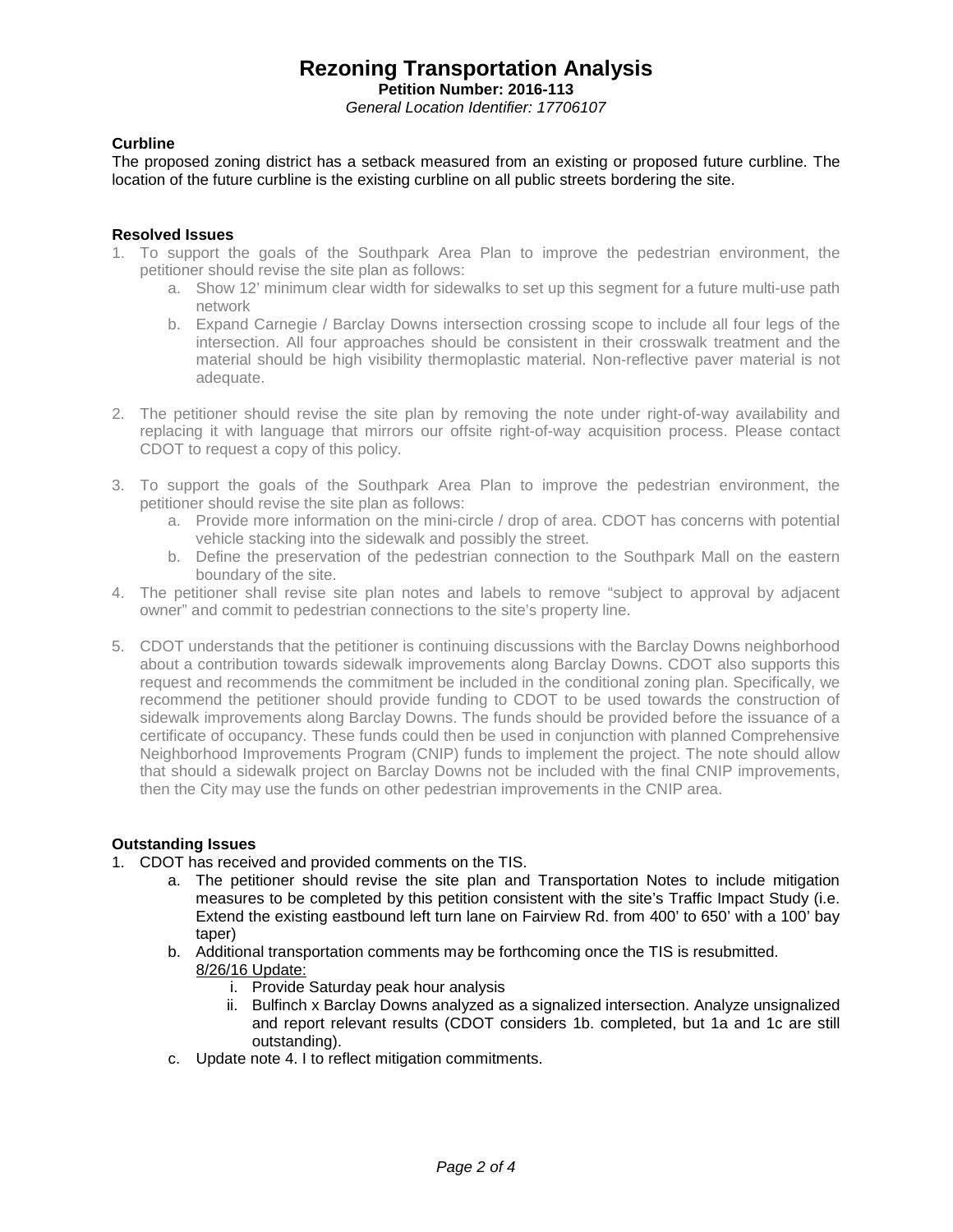# Rezoning Transportation Analysis

**Petition Number: 2016-113**

*General Location Identifier: 17706107*

### Curbline

The proposed zoning district has a setback measured from an existing or proposed future curbline. The location of the future curbline is the existing curbline on all public streets bordering the site.

### Resolved Issues

1. To support the goals of the Southpark Area Plan to improve the pedestrian environment, the petitioner should revise the site plan as follows:
   a. Show 12' minimum clear width for sidewalks to set up this segment for a future multi-use path network
   b. Expand Carnegie / Barclay Downs intersection crossing scope to include all four legs of the intersection. All four approaches should be consistent in their crosswalk treatment and the material should be high visibility thermoplastic material. Non-reflective paver material is not adequate.

2. The petitioner should revise the site plan by removing the note under right-of-way availability and replacing it with language that mirrors our offsite right-of-way acquisition process. Please contact CDOT to request a copy of this policy.

3. To support the goals of the Southpark Area Plan to improve the pedestrian environment, the petitioner should revise the site plan as follows:
   a. Provide more information on the mini-circle / drop of area. CDOT has concerns with potential vehicle stacking into the sidewalk and possibly the street.
   b. Define the preservation of the pedestrian connection to the Southpark Mall on the eastern boundary of the site.
4. The petitioner shall revise site plan notes and labels to remove "subject to approval by adjacent owner" and commit to pedestrian connections to the site's property line.

5. CDOT understands that the petitioner is continuing discussions with the Barclay Downs neighborhood about a contribution towards sidewalk improvements along Barclay Downs. CDOT also supports this request and recommends the commitment be included in the conditional zoning plan. Specifically, we recommend the petitioner should provide funding to CDOT to be used towards the construction of sidewalk improvements along Barclay Downs. The funds should be provided before the issuance of a certificate of occupancy. These funds could then be used in conjunction with planned Comprehensive Neighborhood Improvements Program (CNIP) funds to implement the project. The note should allow that should a sidewalk project on Barclay Downs not be included with the final CNIP improvements, then the City may use the funds on other pedestrian improvements in the CNIP area.

### Outstanding Issues

1. CDOT has received and provided comments on the TIS.
   a. The petitioner should revise the site plan and Transportation Notes to include mitigation measures to be completed by this petition consistent with the site's Traffic Impact Study (i.e. Extend the existing eastbound left turn lane on Fairview Rd. from 400' to 650' with a 100' bay taper)
   b. Additional transportation comments may be forthcoming once the TIS is resubmitted.
      8/26/16 Update:
      i. Provide Saturday peak hour analysis
      ii. Bulfinch x Barclay Downs analyzed as a signalized intersection. Analyze unsignalized and report relevant results (CDOT considers 1b. completed, but 1a and 1c are still outstanding).
   c. Update note 4. I to reflect mitigation commitments.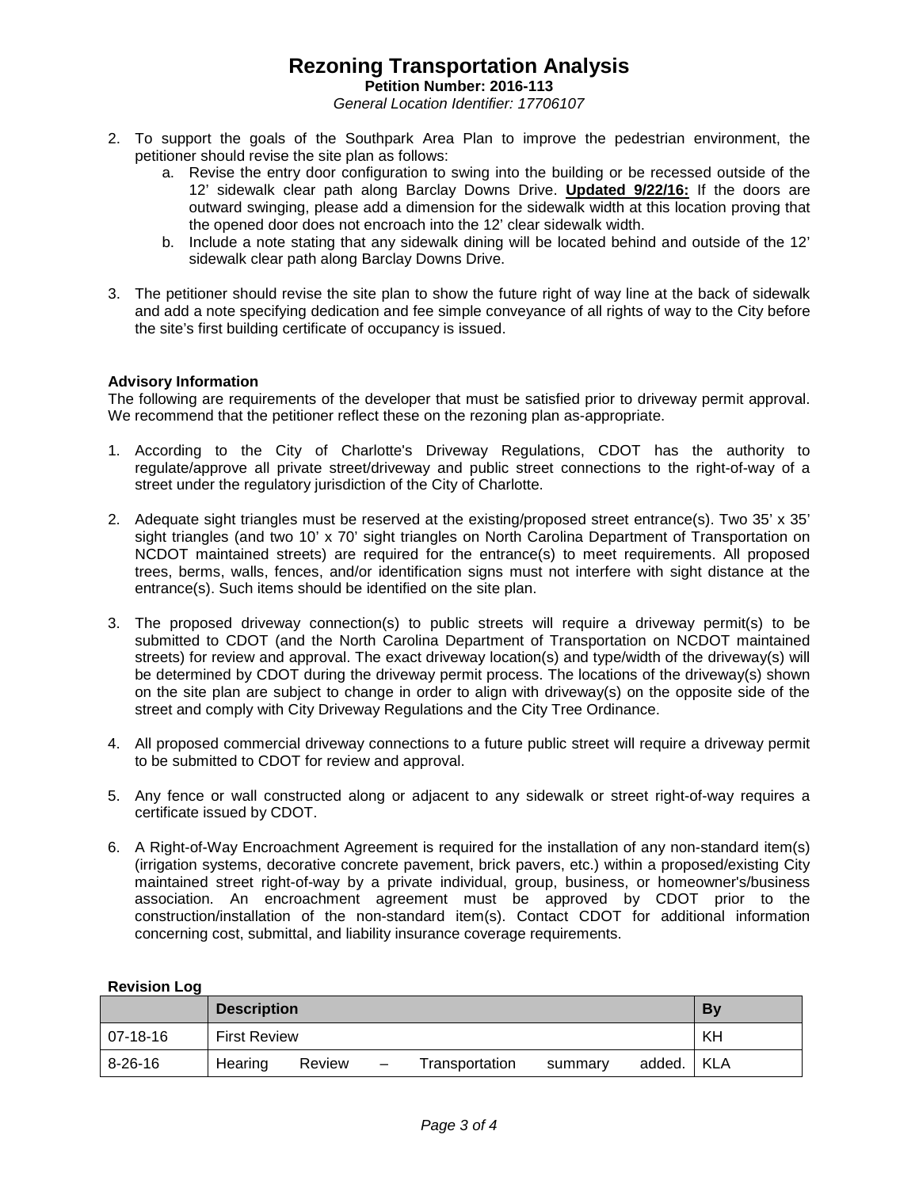2. To support the goals of the Southpark Area Plan to improve the pedestrian environment, the petitioner should revise the site plan as follows:
   a. Revise the entry door configuration to swing into the building or be recessed outside of the 12' sidewalk clear path along Barclay Downs Drive. **Updated 9/22/16:** If the doors are outward swinging, please add a dimension for the sidewalk width at this location proving that the opened door does not encroach into the 12' clear sidewalk width.
   b. Include a note stating that any sidewalk dining will be located behind and outside of the 12' sidewalk clear path along Barclay Downs Drive.

3. The petitioner should revise the site plan to show the future right of way line at the back of sidewalk and add a note specifying dedication and fee simple conveyance of all rights of way to the City before the site's first building certificate of occupancy is issued.

**Advisory Information**

The following are requirements of the developer that must be satisfied prior to driveway permit approval. We recommend that the petitioner reflect these on the rezoning plan as-appropriate.

1. According to the City of Charlotte's Driveway Regulations, CDOT has the authority to regulate/approve all private street/driveway and public street connections to the right-of-way of a street under the regulatory jurisdiction of the City of Charlotte.

2. Adequate sight triangles must be reserved at the existing/proposed street entrance(s). Two 35' x 35' sight triangles (and two 10' x 70' sight triangles on North Carolina Department of Transportation on NCDOT maintained streets) are required for the entrance(s) to meet requirements. All proposed trees, berms, walls, fences, and/or identification signs must not interfere with sight distance at the entrance(s). Such items should be identified on the site plan.

3. The proposed driveway connection(s) to public streets will require a driveway permit(s) to be submitted to CDOT (and the North Carolina Department of Transportation on NCDOT maintained streets) for review and approval. The exact driveway location(s) and type/width of the driveway(s) will be determined by CDOT during the driveway permit process. The locations of the driveway(s) shown on the site plan are subject to change in order to align with driveway(s) on the opposite side of the street and comply with City Driveway Regulations and the City Tree Ordinance.

4. All proposed commercial driveway connections to a future public street will require a driveway permit to be submitted to CDOT for review and approval.

5. Any fence or wall constructed along or adjacent to any sidewalk or street right-of-way requires a certificate issued by CDOT.

6. A Right-of-Way Encroachment Agreement is required for the installation of any non-standard item(s) (irrigation systems, decorative concrete pavement, brick pavers, etc.) within a proposed/existing City maintained street right-of-way by a private individual, group, business, or homeowner's/business association. An encroachment agreement must be approved by CDOT prior to the construction/installation of the non-standard item(s). Contact CDOT for additional information concerning cost, submittal, and liability insurance coverage requirements.

**Revision Log**

| | Description | By |
|---|---|---|
| 07-18-16 | First Review | KH |
| 8-26-16 | Hearing Review – Transportation summary added. | KLA |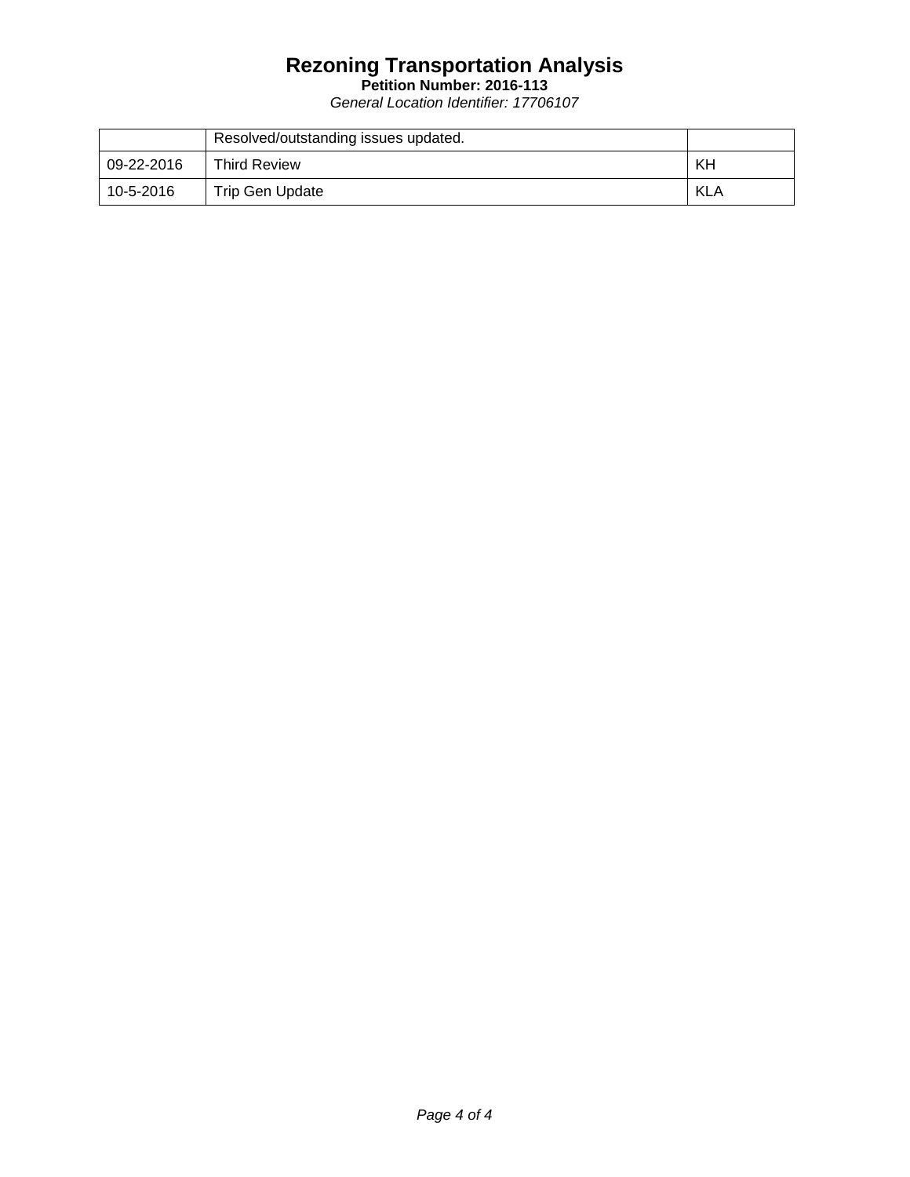| | | |
|---|---|---|
| | Resolved/outstanding issues updated. | |
| 09-22-2016 | Third Review | KH |
| 10-5-2016 | Trip Gen Update | KLA |